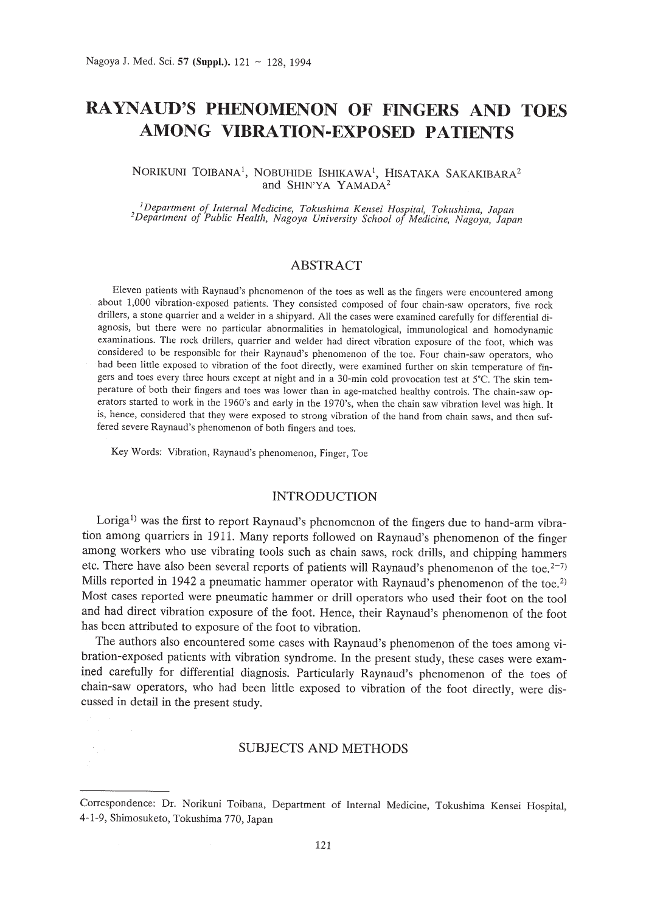# RAYNAUD'S PHENOMENON OF FINGERS AND TOES AMONG VIBRATION-EXPOSED PATIENTS

NORIKUNI TOIBANA[1], NOBUHIDE ISHIKAWA[1], HISATAKA SAKAKIBARA[2] and SHIN'YA YAMADA[2]

[1]*Department of Internal Medicine, Tokushima Kensei Hospital, Tokushima, Japan*
[2]*Department of Public Health, Nagoya University School of Medicine, Nagoya, Japan*

## ABSTRACT

Eleven patients with Raynaud's phenomenon of the toes as well as the fingers were encountered among about 1,000 vibration-exposed patients. They consisted composed of four chain-saw operators, five rock drillers, a stone quarrier and a welder in a shipyard. All the cases were examined carefully for differential diagnosis, but there were no particular abnormalities in hematological, immunological and homodynamic examinations. The rock drillers, quarrier and welder had direct vibration exposure of the foot, which was considered to be responsible for their Raynaud's phenomenon of the toe. Four chain-saw operators, who had been little exposed to vibration of the foot directly, were examined further on skin temperature of fingers and toes every three hours except at night and in a 30-min cold provocation test at 5°C. The skin temperature of both their fingers and toes was lower than in age-matched healthy controls. The chain-saw operators started to work in the 1960's and early in the 1970's, when the chain saw vibration level was high. It is, hence, considered that they were exposed to strong vibration of the hand from chain saws, and then suffered severe Raynaud's phenomenon of both fingers and toes.

Key Words: Vibration, Raynaud's phenomenon, Finger, Toe

## INTRODUCTION

Loriga[1] was the first to report Raynaud's phenomenon of the fingers due to hand-arm vibration among quarriers in 1911. Many reports followed on Raynaud's phenomenon of the finger among workers who use vibrating tools such as chain saws, rock drills, and chipping hammers etc. There have also been several reports of patients will Raynaud's phenomenon of the toe.[2–7] Mills reported in 1942 a pneumatic hammer operator with Raynaud's phenomenon of the toe.[2] Most cases reported were pneumatic hammer or drill operators who used their foot on the tool and had direct vibration exposure of the foot. Hence, their Raynaud's phenomenon of the foot has been attributed to exposure of the foot to vibration.

The authors also encountered some cases with Raynaud's phenomenon of the toes among vibration-exposed patients with vibration syndrome. In the present study, these cases were examined carefully for differential diagnosis. Particularly Raynaud's phenomenon of the toes of chain-saw operators, who had been little exposed to vibration of the foot directly, were discussed in detail in the present study.

## SUBJECTS AND METHODS

Correspondence: Dr. Norikuni Toibana, Department of Internal Medicine, Tokushima Kensei Hospital, 4-1-9, Shimosuketo, Tokushima 770, Japan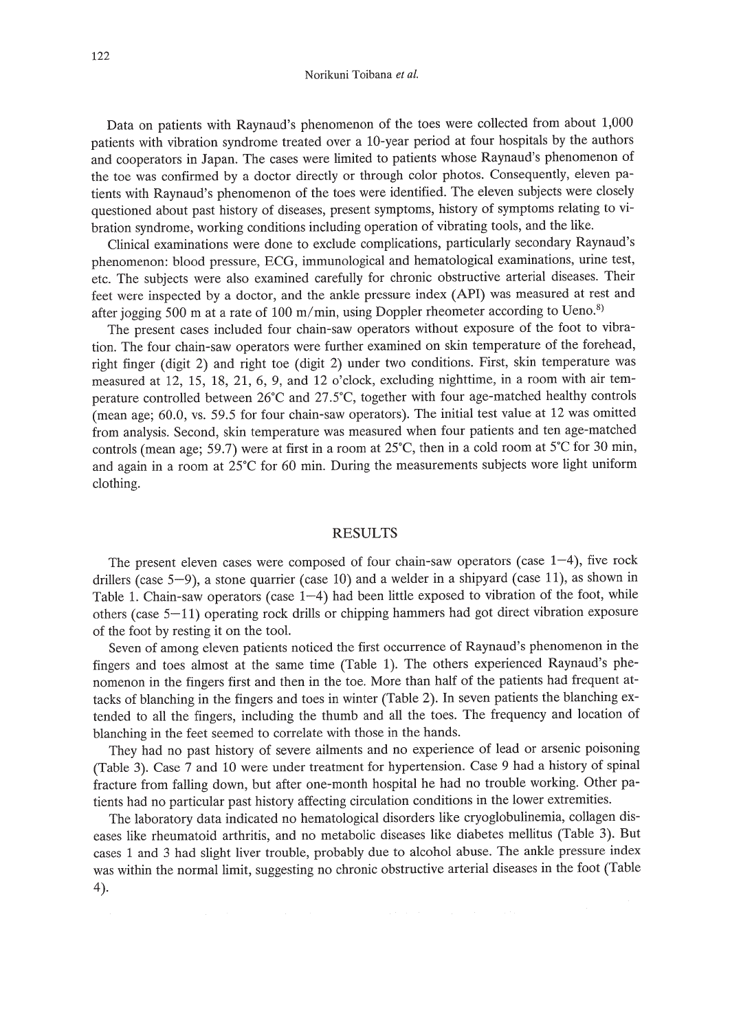Data on patients with Raynaud's phenomenon of the toes were collected from about 1,000 patients with vibration syndrome treated over a 10-year period at four hospitals by the authors and cooperators in Japan. The cases were limited to patients whose Raynaud's phenomenon of the toe was confirmed by a doctor directly or through color photos. Consequently, eleven patients with Raynaud's phenomenon of the toes were identified. The eleven subjects were closely questioned about past history of diseases, present symptoms, history of symptoms relating to vibration syndrome, working conditions including operation of vibrating tools, and the like.

Clinical examinations were done to exclude complications, particularly secondary Raynaud's phenomenon: blood pressure, ECG, immunological and hematological examinations, urine test, etc. The subjects were also examined carefully for chronic obstructive arterial diseases. Their feet were inspected by a doctor, and the ankle pressure index (API) was measured at rest and after jogging 500 m at a rate of 100 m/min, using Doppler rheometer according to Ueno.[8]

The present cases included four chain-saw operators without exposure of the foot to vibration. The four chain-saw operators were further examined on skin temperature of the forehead, right finger (digit 2) and right toe (digit 2) under two conditions. First, skin temperature was measured at 12, 15, 18, 21, 6, 9, and 12 o'clock, excluding nighttime, in a room with air temperature controlled between 26°C and 27.5°C, together with four age-matched healthy controls (mean age; 60.0, vs. 59.5 for four chain-saw operators). The initial test value at 12 was omitted from analysis. Second, skin temperature was measured when four patients and ten age-matched controls (mean age; 59.7) were at first in a room at 25°C, then in a cold room at 5°C for 30 min, and again in a room at 25°C for 60 min. During the measurements subjects wore light uniform clothing.

## RESULTS

The present eleven cases were composed of four chain-saw operators (case 1–4), five rock drillers (case 5–9), a stone quarrier (case 10) and a welder in a shipyard (case 11), as shown in Table 1. Chain-saw operators (case 1–4) had been little exposed to vibration of the foot, while others (case 5–11) operating rock drills or chipping hammers had got direct vibration exposure of the foot by resting it on the tool.

Seven of among eleven patients noticed the first occurrence of Raynaud's phenomenon in the fingers and toes almost at the same time (Table 1). The others experienced Raynaud's phenomenon in the fingers first and then in the toe. More than half of the patients had frequent attacks of blanching in the fingers and toes in winter (Table 2). In seven patients the blanching extended to all the fingers, including the thumb and all the toes. The frequency and location of blanching in the feet seemed to correlate with those in the hands.

They had no past history of severe ailments and no experience of lead or arsenic poisoning (Table 3). Case 7 and 10 were under treatment for hypertension. Case 9 had a history of spinal fracture from falling down, but after one-month hospital he had no trouble working. Other patients had no particular past history affecting circulation conditions in the lower extremities.

The laboratory data indicated no hematological disorders like cryoglobulinemia, collagen diseases like rheumatoid arthritis, and no metabolic diseases like diabetes mellitus (Table 3). But cases 1 and 3 had slight liver trouble, probably due to alcohol abuse. The ankle pressure index was within the normal limit, suggesting no chronic obstructive arterial diseases in the foot (Table 4).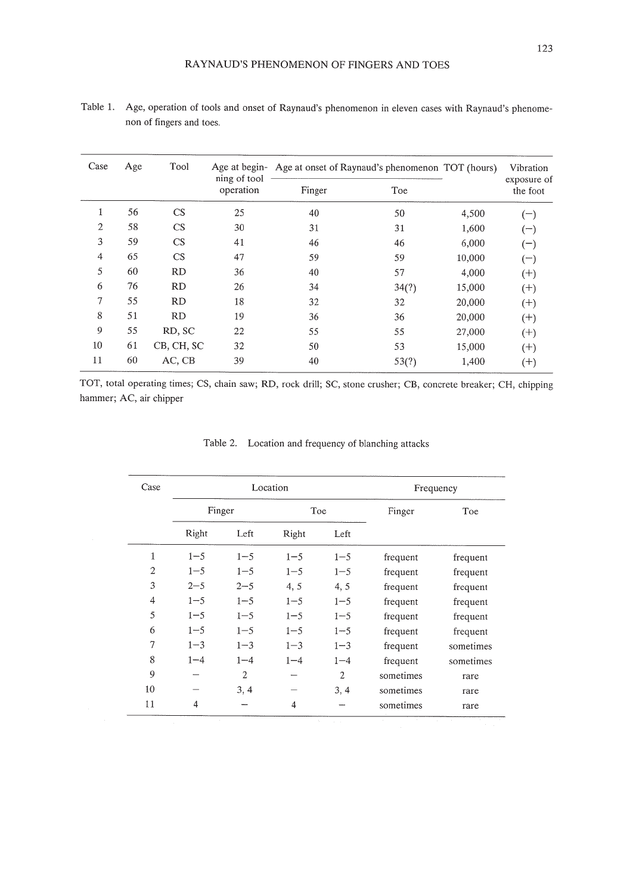Table 1. Age, operation of tools and onset of Raynaud's phenomenon in eleven cases with Raynaud's phenomenon of fingers and toes.

| Case | Age | Tool | Age at beginning of tool operation | Age at onset of Raynaud's phenomenon | | TOT (hours) | Vibration exposure of the foot |
|---|---|---|---|---|---|---|---|
| | | | | Finger | Toe | | |
| 1 | 56 | CS | 25 | 40 | 50 | 4,500 | (−) |
| 2 | 58 | CS | 30 | 31 | 31 | 1,600 | (−) |
| 3 | 59 | CS | 41 | 46 | 46 | 6,000 | (−) |
| 4 | 65 | CS | 47 | 59 | 59 | 10,000 | (−) |
| 5 | 60 | RD | 36 | 40 | 57 | 4,000 | (+) |
| 6 | 76 | RD | 26 | 34 | 34(?) | 15,000 | (+) |
| 7 | 55 | RD | 18 | 32 | 32 | 20,000 | (+) |
| 8 | 51 | RD | 19 | 36 | 36 | 20,000 | (+) |
| 9 | 55 | RD, SC | 22 | 55 | 55 | 27,000 | (+) |
| 10 | 61 | CB, CH, SC | 32 | 50 | 53 | 15,000 | (+) |
| 11 | 60 | AC, CB | 39 | 40 | 53(?) | 1,400 | (+) |

TOT, total operating times; CS, chain saw; RD, rock drill; SC, stone crusher; CB, concrete breaker; CH, chipping hammer; AC, air chipper

Table 2. Location and frequency of blanching attacks

| Case | Location | | | | Frequency | |
|---|---|---|---|---|---|---|
| | Finger | | Toe | | Finger | Toe |
| | Right | Left | Right | Left | | |
| 1 | 1−5 | 1−5 | 1−5 | 1−5 | frequent | frequent |
| 2 | 1−5 | 1−5 | 1−5 | 1−5 | frequent | frequent |
| 3 | 2−5 | 2−5 | 4, 5 | 4, 5 | frequent | frequent |
| 4 | 1−5 | 1−5 | 1−5 | 1−5 | frequent | frequent |
| 5 | 1−5 | 1−5 | 1−5 | 1−5 | frequent | frequent |
| 6 | 1−5 | 1−5 | 1−5 | 1−5 | frequent | frequent |
| 7 | 1−3 | 1−3 | 1−3 | 1−3 | frequent | sometimes |
| 8 | 1−4 | 1−4 | 1−4 | 1−4 | frequent | sometimes |
| 9 | − | 2 | − | 2 | sometimes | rare |
| 10 | − | 3, 4 | − | 3, 4 | sometimes | rare |
| 11 | 4 | − | 4 | − | sometimes | rare |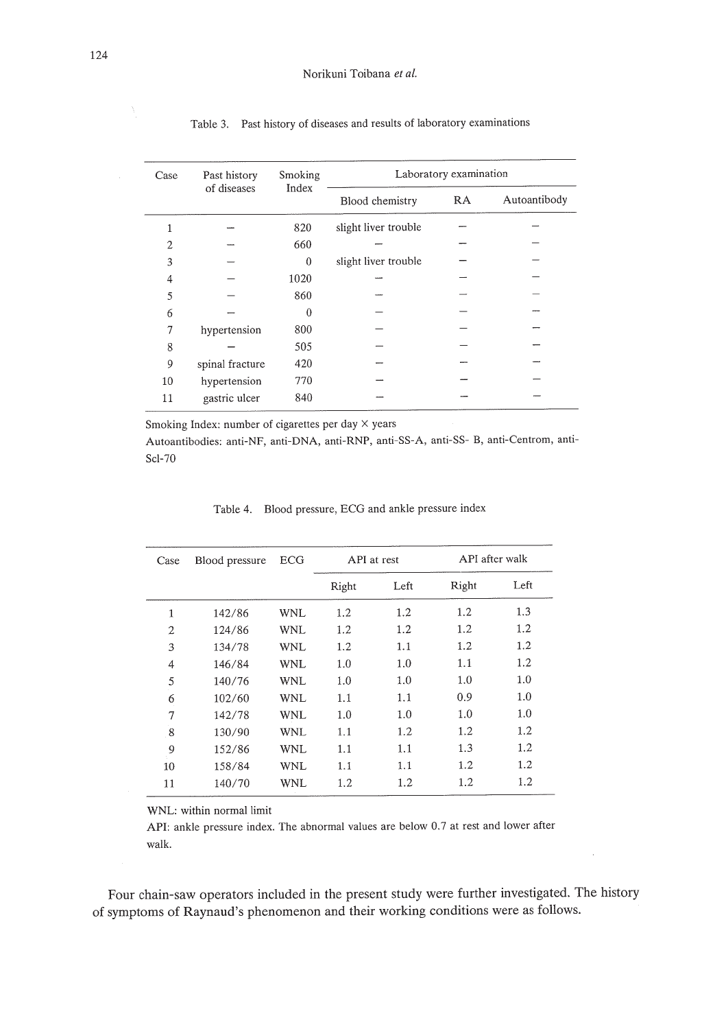Table 3. Past history of diseases and results of laboratory examinations

| Case | Past history of diseases | Smoking Index | Laboratory examination | | |
|---|---|---|---|---|---|
| | | | Blood chemistry | RA | Autoantibody |
| 1 | – | 820 | slight liver trouble | – | – |
| 2 | – | 660 | – | – | – |
| 3 | – | 0 | slight liver trouble | – | – |
| 4 | – | 1020 | – | – | – |
| 5 | – | 860 | – | – | – |
| 6 | – | 0 | – | – | – |
| 7 | hypertension | 800 | – | – | – |
| 8 | – | 505 | – | – | – |
| 9 | spinal fracture | 420 | – | – | – |
| 10 | hypertension | 770 | – | – | – |
| 11 | gastric ulcer | 840 | – | – | – |

Smoking Index: number of cigarettes per day × years

Autoantibodies: anti-NF, anti-DNA, anti-RNP, anti-SS-A, anti-SS- B, anti-Centrom, anti-Scl-70

Table 4. Blood pressure, ECG and ankle pressure index

| Case | Blood pressure | ECG | API at rest | | API after walk | |
|---|---|---|---|---|---|---|
| | | | Right | Left | Right | Left |
| 1 | 142/86 | WNL | 1.2 | 1.2 | 1.2 | 1.3 |
| 2 | 124/86 | WNL | 1.2 | 1.2 | 1.2 | 1.2 |
| 3 | 134/78 | WNL | 1.2 | 1.1 | 1.2 | 1.2 |
| 4 | 146/84 | WNL | 1.0 | 1.0 | 1.1 | 1.2 |
| 5 | 140/76 | WNL | 1.0 | 1.0 | 1.0 | 1.0 |
| 6 | 102/60 | WNL | 1.1 | 1.1 | 0.9 | 1.0 |
| 7 | 142/78 | WNL | 1.0 | 1.0 | 1.0 | 1.0 |
| 8 | 130/90 | WNL | 1.1 | 1.2 | 1.2 | 1.2 |
| 9 | 152/86 | WNL | 1.1 | 1.1 | 1.3 | 1.2 |
| 10 | 158/84 | WNL | 1.1 | 1.1 | 1.2 | 1.2 |
| 11 | 140/70 | WNL | 1.2 | 1.2 | 1.2 | 1.2 |

WNL: within normal limit

API: ankle pressure index. The abnormal values are below 0.7 at rest and lower after walk.

Four chain-saw operators included in the present study were further investigated. The history of symptoms of Raynaud's phenomenon and their working conditions were as follows.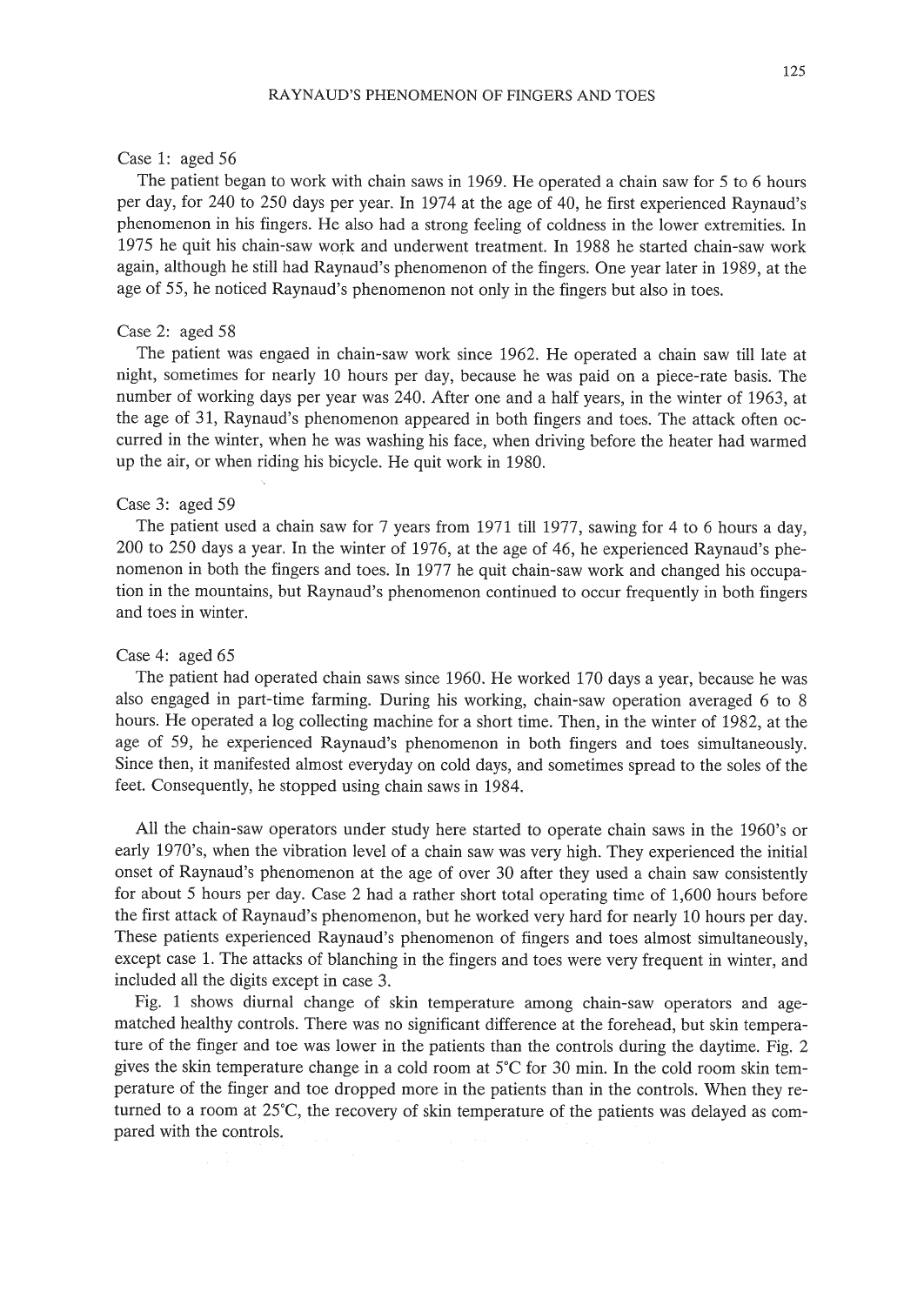Case 1: aged 56

The patient began to work with chain saws in 1969. He operated a chain saw for 5 to 6 hours per day, for 240 to 250 days per year. In 1974 at the age of 40, he first experienced Raynaud's phenomenon in his fingers. He also had a strong feeling of coldness in the lower extremities. In 1975 he quit his chain-saw work and underwent treatment. In 1988 he started chain-saw work again, although he still had Raynaud's phenomenon of the fingers. One year later in 1989, at the age of 55, he noticed Raynaud's phenomenon not only in the fingers but also in toes.

Case 2: aged 58

The patient was engaed in chain-saw work since 1962. He operated a chain saw till late at night, sometimes for nearly 10 hours per day, because he was paid on a piece-rate basis. The number of working days per year was 240. After one and a half years, in the winter of 1963, at the age of 31, Raynaud's phenomenon appeared in both fingers and toes. The attack often occurred in the winter, when he was washing his face, when driving before the heater had warmed up the air, or when riding his bicycle. He quit work in 1980.

Case 3: aged 59

The patient used a chain saw for 7 years from 1971 till 1977, sawing for 4 to 6 hours a day, 200 to 250 days a year. In the winter of 1976, at the age of 46, he experienced Raynaud's phenomenon in both the fingers and toes. In 1977 he quit chain-saw work and changed his occupation in the mountains, but Raynaud's phenomenon continued to occur frequently in both fingers and toes in winter.

Case 4: aged 65

The patient had operated chain saws since 1960. He worked 170 days a year, because he was also engaged in part-time farming. During his working, chain-saw operation averaged 6 to 8 hours. He operated a log collecting machine for a short time. Then, in the winter of 1982, at the age of 59, he experienced Raynaud's phenomenon in both fingers and toes simultaneously. Since then, it manifested almost everyday on cold days, and sometimes spread to the soles of the feet. Consequently, he stopped using chain saws in 1984.

All the chain-saw operators under study here started to operate chain saws in the 1960's or early 1970's, when the vibration level of a chain saw was very high. They experienced the initial onset of Raynaud's phenomenon at the age of over 30 after they used a chain saw consistently for about 5 hours per day. Case 2 had a rather short total operating time of 1,600 hours before the first attack of Raynaud's phenomenon, but he worked very hard for nearly 10 hours per day. These patients experienced Raynaud's phenomenon of fingers and toes almost simultaneously, except case 1. The attacks of blanching in the fingers and toes were very frequent in winter, and included all the digits except in case 3.

Fig. 1 shows diurnal change of skin temperature among chain-saw operators and age-matched healthy controls. There was no significant difference at the forehead, but skin temperature of the finger and toe was lower in the patients than the controls during the daytime. Fig. 2 gives the skin temperature change in a cold room at 5°C for 30 min. In the cold room skin temperature of the finger and toe dropped more in the patients than in the controls. When they returned to a room at 25°C, the recovery of skin temperature of the patients was delayed as compared with the controls.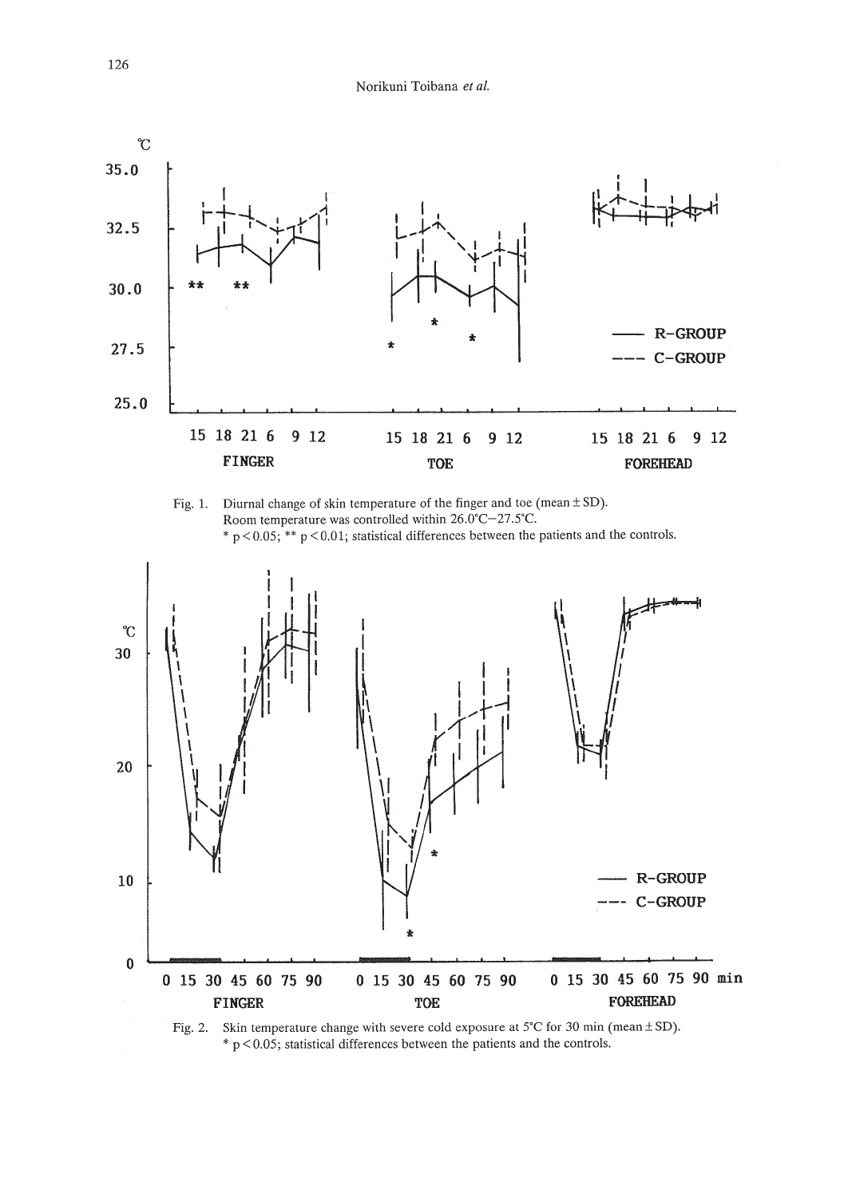℃

35.0

32.5

30.0

27.5

25.0

** **

* * *

—— R-GROUP

--- C-GROUP

15 18 21 6 9 12

FINGER

15 18 21 6 9 12

TOE

15 18 21 6 9 12

FOREHEAD

Fig. 1. Diurnal change of skin temperature of the finger and toe (mean ± SD).
Room temperature was controlled within 26.0°C–27.5°C.
* $p < 0.05$; ** $p < 0.01$; statistical differences between the patients and the controls.

℃

30

20

10

0

* *

—— R-GROUP

--- C-GROUP

0 15 30 45 60 75 90

FINGER

0 15 30 45 60 75 90

TOE

0 15 30 45 60 75 90 min

FOREHEAD

Fig. 2. Skin temperature change with severe cold exposure at 5°C for 30 min (mean ± SD).
* $p < 0.05$; statistical differences between the patients and the controls.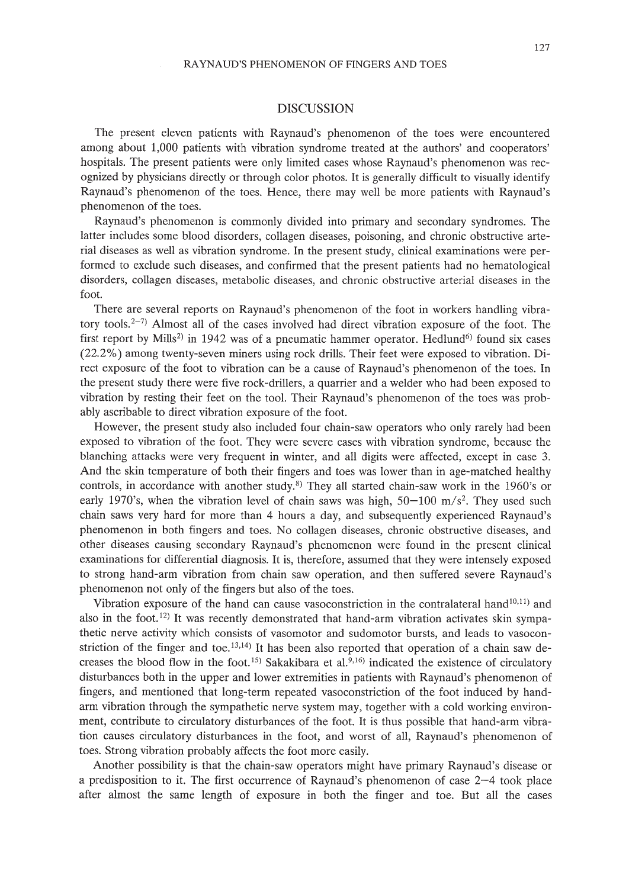## DISCUSSION

The present eleven patients with Raynaud's phenomenon of the toes were encountered among about 1,000 patients with vibration syndrome treated at the authors' and cooperators' hospitals. The present patients were only limited cases whose Raynaud's phenomenon was recognized by physicians directly or through color photos. It is generally difficult to visually identify Raynaud's phenomenon of the toes. Hence, there may well be more patients with Raynaud's phenomenon of the toes.

Raynaud's phenomenon is commonly divided into primary and secondary syndromes. The latter includes some blood disorders, collagen diseases, poisoning, and chronic obstructive arterial diseases as well as vibration syndrome. In the present study, clinical examinations were performed to exclude such diseases, and confirmed that the present patients had no hematological disorders, collagen diseases, metabolic diseases, and chronic obstructive arterial diseases in the foot.

There are several reports on Raynaud's phenomenon of the foot in workers handling vibratory tools.[2–7] Almost all of the cases involved had direct vibration exposure of the foot. The first report by Mills[2] in 1942 was of a pneumatic hammer operator. Hedlund[6] found six cases (22.2%) among twenty-seven miners using rock drills. Their feet were exposed to vibration. Direct exposure of the foot to vibration can be a cause of Raynaud's phenomenon of the toes. In the present study there were five rock-drillers, a quarrier and a welder who had been exposed to vibration by resting their feet on the tool. Their Raynaud's phenomenon of the toes was probably ascribable to direct vibration exposure of the foot.

However, the present study also included four chain-saw operators who only rarely had been exposed to vibration of the foot. They were severe cases with vibration syndrome, because the blanching attacks were very frequent in winter, and all digits were affected, except in case 3. And the skin temperature of both their fingers and toes was lower than in age-matched healthy controls, in accordance with another study.[8] They all started chain-saw work in the 1960's or early 1970's, when the vibration level of chain saws was high, 50–100 $m/s^2$. They used such chain saws very hard for more than 4 hours a day, and subsequently experienced Raynaud's phenomenon in both fingers and toes. No collagen diseases, chronic obstructive diseases, and other diseases causing secondary Raynaud's phenomenon were found in the present clinical examinations for differential diagnosis. It is, therefore, assumed that they were intensely exposed to strong hand-arm vibration from chain saw operation, and then suffered severe Raynaud's phenomenon not only of the fingers but also of the toes.

Vibration exposure of the hand can cause vasoconstriction in the contralateral hand[10,11] and also in the foot.[12] It was recently demonstrated that hand-arm vibration activates skin sympathetic nerve activity which consists of vasomotor and sudomotor bursts, and leads to vasoconstriction of the finger and toe.[13,14] It has been also reported that operation of a chain saw decreases the blood flow in the foot.[15] Sakakibara et al.[9,16] indicated the existence of circulatory disturbances both in the upper and lower extremities in patients with Raynaud's phenomenon of fingers, and mentioned that long-term repeated vasoconstriction of the foot induced by hand-arm vibration through the sympathetic nerve system may, together with a cold working environment, contribute to circulatory disturbances of the foot. It is thus possible that hand-arm vibration causes circulatory disturbances in the foot, and worst of all, Raynaud's phenomenon of toes. Strong vibration probably affects the foot more easily.

Another possibility is that the chain-saw operators might have primary Raynaud's disease or a predisposition to it. The first occurrence of Raynaud's phenomenon of case 2–4 took place after almost the same length of exposure in both the finger and toe. But all the cases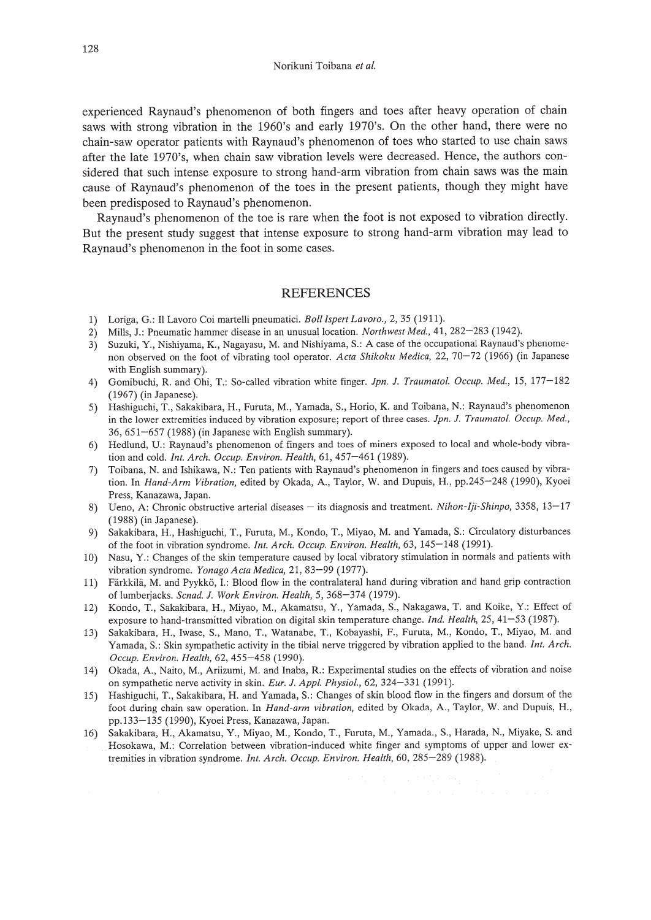experienced Raynaud's phenomenon of both fingers and toes after heavy operation of chain saws with strong vibration in the 1960's and early 1970's. On the other hand, there were no chain-saw operator patients with Raynaud's phenomenon of toes who started to use chain saws after the late 1970's, when chain saw vibration levels were decreased. Hence, the authors considered that such intense exposure to strong hand-arm vibration from chain saws was the main cause of Raynaud's phenomenon of the toes in the present patients, though they might have been predisposed to Raynaud's phenomenon.

Raynaud's phenomenon of the toe is rare when the foot is not exposed to vibration directly. But the present study suggest that intense exposure to strong hand-arm vibration may lead to Raynaud's phenomenon in the foot in some cases.

## REFERENCES

1) Loriga, G.: Il Lavoro Coi martelli pneumatici. *Boll Ispert Lavoro.*, 2, 35 (1911).
2) Mills, J.: Pneumatic hammer disease in an unusual location. *Northwest Med.*, 41, 282–283 (1942).
3) Suzuki, Y., Nishiyama, K., Nagayasu, M. and Nishiyama, S.: A case of the occupational Raynaud's phenomenon observed on the foot of vibrating tool operator. *Acta Shikoku Medica*, 22, 70–72 (1966) (in Japanese with English summary).
4) Gomibuchi, R. and Ohi, T.: So-called vibration white finger. *Jpn. J. Traumatol. Occup. Med.*, 15, 177–182 (1967) (in Japanese).
5) Hashiguchi, T., Sakakibara, H., Furuta, M., Yamada, S., Horio, K. and Toibana, N.: Raynaud's phenomenon in the lower extremities induced by vibration exposure; report of three cases. *Jpn. J. Traumatol. Occup. Med.*, 36, 651–657 (1988) (in Japanese with English summary).
6) Hedlund, U.: Raynaud's phenomenon of fingers and toes of miners exposed to local and whole-body vibration and cold. *Int. Arch. Occup. Environ. Health*, 61, 457–461 (1989).
7) Toibana, N. and Ishikawa, N.: Ten patients with Raynaud's phenomenon in fingers and toes caused by vibration. In *Hand-Arm Vibration*, edited by Okada, A., Taylor, W. and Dupuis, H., pp.245–248 (1990), Kyoei Press, Kanazawa, Japan.
8) Ueno, A: Chronic obstructive arterial diseases – its diagnosis and treatment. *Nihon-Iji-Shinpo*, 3358, 13–17 (1988) (in Japanese).
9) Sakakibara, H., Hashiguchi, T., Furuta, M., Kondo, T., Miyao, M. and Yamada, S.: Circulatory disturbances of the foot in vibration syndrome. *Int. Arch. Occup. Environ. Health*, 63, 145–148 (1991).
10) Nasu, Y.: Changes of the skin temperature caused by local vibratory stimulation in normals and patients with vibration syndrome. *Yonago Acta Medica*, 21, 83–99 (1977).
11) Färkkilä, M. and Pyykkö, I.: Blood flow in the contralateral hand during vibration and hand grip contraction of lumberjacks. *Scnad. J. Work Environ. Health*, 5, 368–374 (1979).
12) Kondo, T., Sakakibara, H., Miyao, M., Akamatsu, Y., Yamada, S., Nakagawa, T. and Koike, Y.: Effect of exposure to hand-transmitted vibration on digital skin temperature change. *Ind. Health*, 25, 41–53 (1987).
13) Sakakibara, H., Iwase, S., Mano, T., Watanabe, T., Kobayashi, F., Furuta, M., Kondo, T., Miyao, M. and Yamada, S.: Skin sympathetic activity in the tibial nerve triggered by vibration applied to the hand. *Int. Arch. Occup. Environ. Health*, 62, 455–458 (1990).
14) Okada, A., Naito, M., Ariizumi, M. and Inaba, R.: Experimental studies on the effects of vibration and noise on sympathetic nerve activity in skin. *Eur. J. Appl. Physiol.*, 62, 324–331 (1991).
15) Hashiguchi, T., Sakakibara, H. and Yamada, S.: Changes of skin blood flow in the fingers and dorsum of the foot during chain saw operation. In *Hand-arm vibration*, edited by Okada, A., Taylor, W. and Dupuis, H., pp.133–135 (1990), Kyoei Press, Kanazawa, Japan.
16) Sakakibara, H., Akamatsu, Y., Miyao, M., Kondo, T., Furuta, M., Yamada., S., Harada, N., Miyake, S. and Hosokawa, M.: Correlation between vibration-induced white finger and symptoms of upper and lower extremities in vibration syndrome. *Int. Arch. Occup. Environ. Health*, 60, 285–289 (1988).